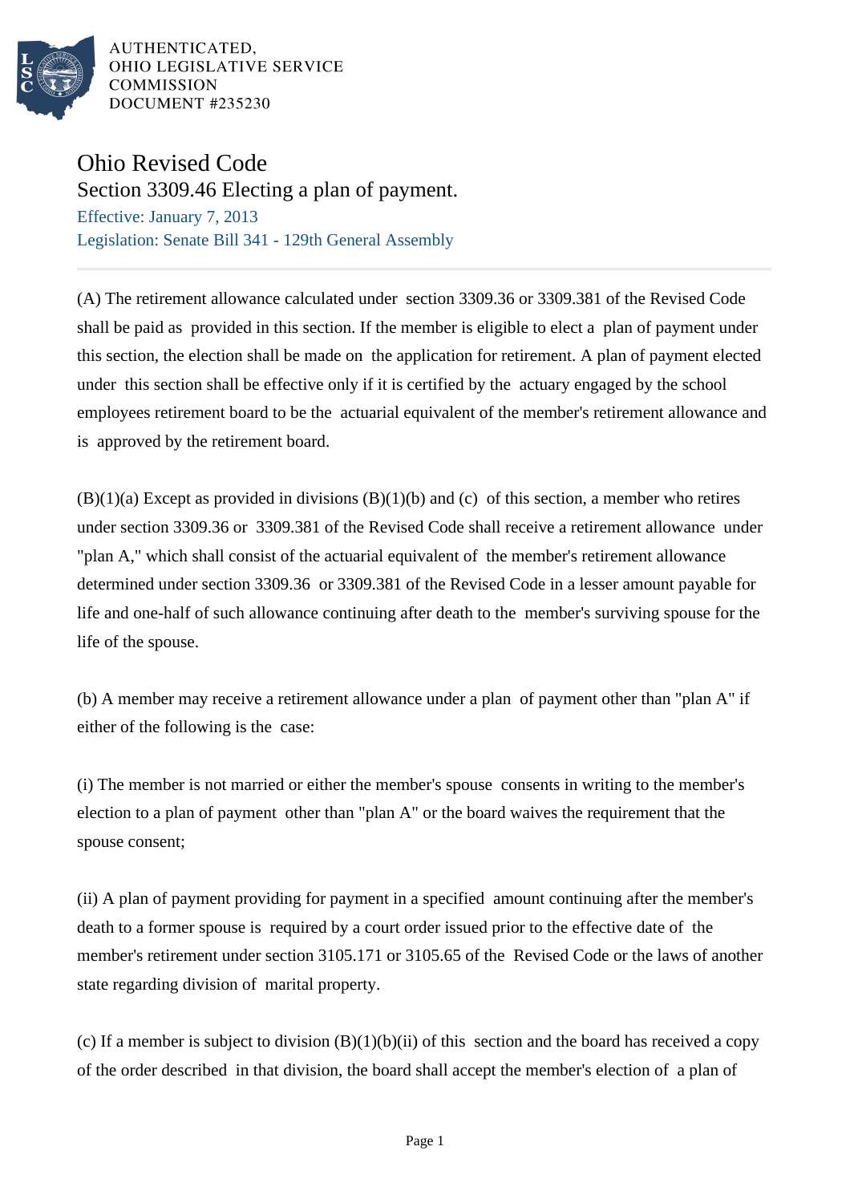AUTHENTICATED,
OHIO LEGISLATIVE SERVICE
COMMISSION
DOCUMENT #235230

# Ohio Revised Code

## Section 3309.46 Electing a plan of payment.

Effective: January 7, 2013

Legislation: Senate Bill 341 - 129th General Assembly

(A) The retirement allowance calculated under section 3309.36 or 3309.381 of the Revised Code shall be paid as provided in this section. If the member is eligible to elect a plan of payment under this section, the election shall be made on the application for retirement. A plan of payment elected under this section shall be effective only if it is certified by the actuary engaged by the school employees retirement board to be the actuarial equivalent of the member's retirement allowance and is approved by the retirement board.

(B)(1)(a) Except as provided in divisions (B)(1)(b) and (c) of this section, a member who retires under section 3309.36 or 3309.381 of the Revised Code shall receive a retirement allowance under "plan A," which shall consist of the actuarial equivalent of the member's retirement allowance determined under section 3309.36 or 3309.381 of the Revised Code in a lesser amount payable for life and one-half of such allowance continuing after death to the member's surviving spouse for the life of the spouse.

(b) A member may receive a retirement allowance under a plan of payment other than "plan A" if either of the following is the case:

(i) The member is not married or either the member's spouse consents in writing to the member's election to a plan of payment other than "plan A" or the board waives the requirement that the spouse consent;

(ii) A plan of payment providing for payment in a specified amount continuing after the member's death to a former spouse is required by a court order issued prior to the effective date of the member's retirement under section 3105.171 or 3105.65 of the Revised Code or the laws of another state regarding division of marital property.

(c) If a member is subject to division (B)(1)(b)(ii) of this section and the board has received a copy of the order described in that division, the board shall accept the member's election of a plan of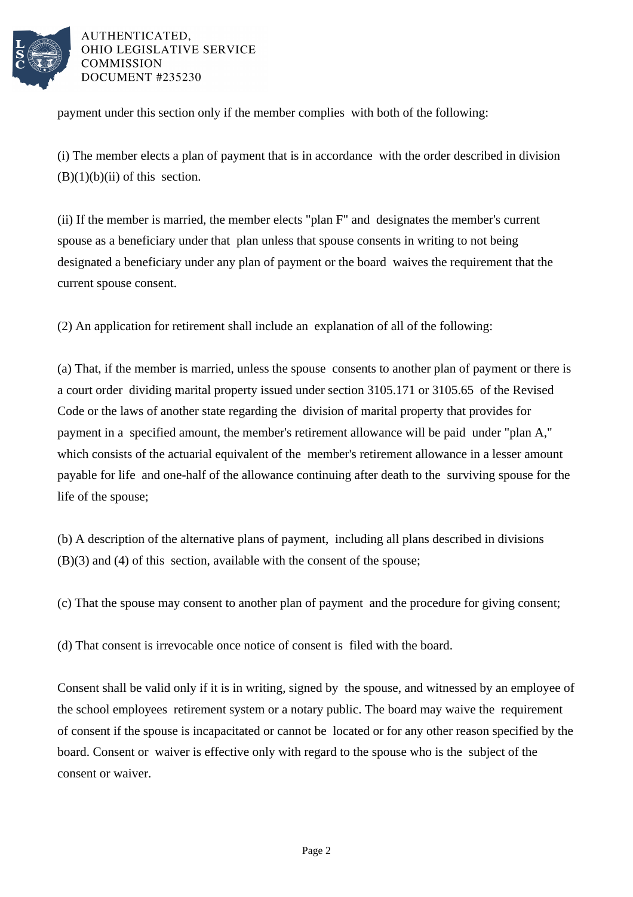payment under this section only if the member complies with both of the following:

(i) The member elects a plan of payment that is in accordance with the order described in division (B)(1)(b)(ii) of this section.

(ii) If the member is married, the member elects "plan F" and designates the member's current spouse as a beneficiary under that plan unless that spouse consents in writing to not being designated a beneficiary under any plan of payment or the board waives the requirement that the current spouse consent.

(2) An application for retirement shall include an explanation of all of the following:

(a) That, if the member is married, unless the spouse consents to another plan of payment or there is a court order dividing marital property issued under section 3105.171 or 3105.65 of the Revised Code or the laws of another state regarding the division of marital property that provides for payment in a specified amount, the member's retirement allowance will be paid under "plan A," which consists of the actuarial equivalent of the member's retirement allowance in a lesser amount payable for life and one-half of the allowance continuing after death to the surviving spouse for the life of the spouse;

(b) A description of the alternative plans of payment, including all plans described in divisions (B)(3) and (4) of this section, available with the consent of the spouse;

(c) That the spouse may consent to another plan of payment and the procedure for giving consent;

(d) That consent is irrevocable once notice of consent is filed with the board.

Consent shall be valid only if it is in writing, signed by the spouse, and witnessed by an employee of the school employees retirement system or a notary public. The board may waive the requirement of consent if the spouse is incapacitated or cannot be located or for any other reason specified by the board. Consent or waiver is effective only with regard to the spouse who is the subject of the consent or waiver.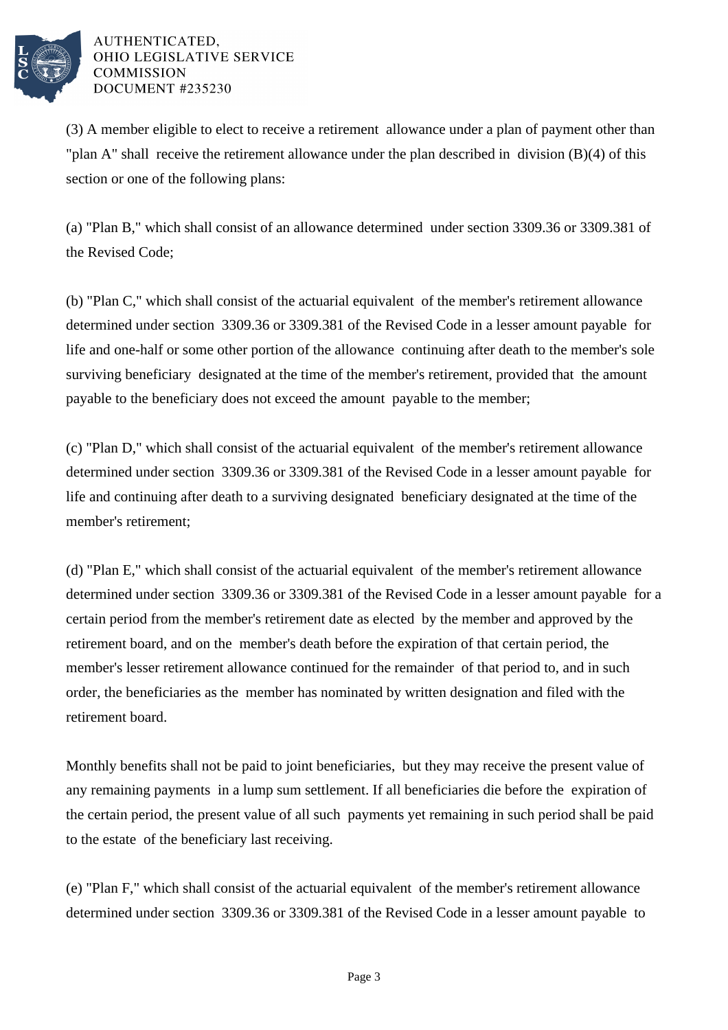(3) A member eligible to elect to receive a retirement allowance under a plan of payment other than "plan A" shall receive the retirement allowance under the plan described in division (B)(4) of this section or one of the following plans:

(a) "Plan B," which shall consist of an allowance determined under section 3309.36 or 3309.381 of the Revised Code;

(b) "Plan C," which shall consist of the actuarial equivalent of the member's retirement allowance determined under section 3309.36 or 3309.381 of the Revised Code in a lesser amount payable for life and one-half or some other portion of the allowance continuing after death to the member's sole surviving beneficiary designated at the time of the member's retirement, provided that the amount payable to the beneficiary does not exceed the amount payable to the member;

(c) "Plan D," which shall consist of the actuarial equivalent of the member's retirement allowance determined under section 3309.36 or 3309.381 of the Revised Code in a lesser amount payable for life and continuing after death to a surviving designated beneficiary designated at the time of the member's retirement;

(d) "Plan E," which shall consist of the actuarial equivalent of the member's retirement allowance determined under section 3309.36 or 3309.381 of the Revised Code in a lesser amount payable for a certain period from the member's retirement date as elected by the member and approved by the retirement board, and on the member's death before the expiration of that certain period, the member's lesser retirement allowance continued for the remainder of that period to, and in such order, the beneficiaries as the member has nominated by written designation and filed with the retirement board.

Monthly benefits shall not be paid to joint beneficiaries, but they may receive the present value of any remaining payments in a lump sum settlement. If all beneficiaries die before the expiration of the certain period, the present value of all such payments yet remaining in such period shall be paid to the estate of the beneficiary last receiving.

(e) "Plan F," which shall consist of the actuarial equivalent of the member's retirement allowance determined under section 3309.36 or 3309.381 of the Revised Code in a lesser amount payable to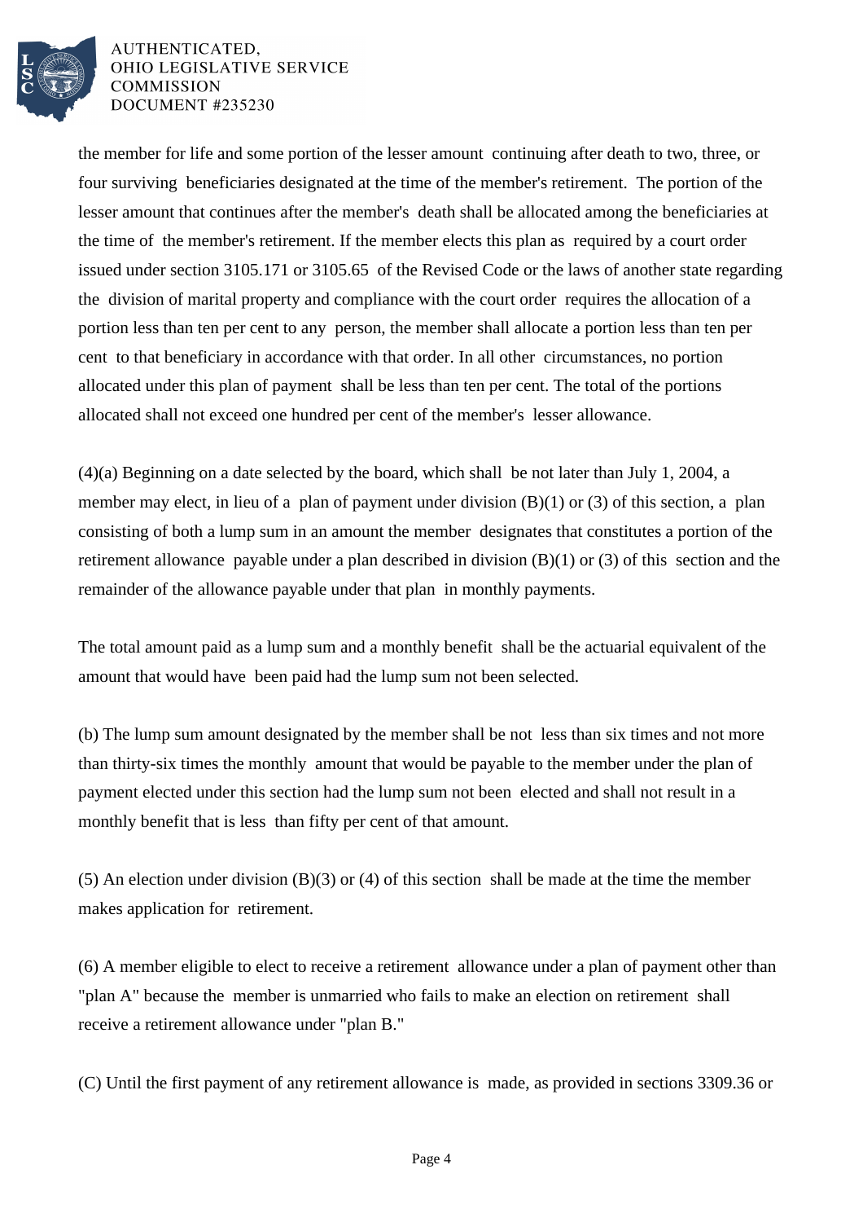the member for life and some portion of the lesser amount continuing after death to two, three, or four surviving beneficiaries designated at the time of the member's retirement. The portion of the lesser amount that continues after the member's death shall be allocated among the beneficiaries at the time of the member's retirement. If the member elects this plan as required by a court order issued under section 3105.171 or 3105.65 of the Revised Code or the laws of another state regarding the division of marital property and compliance with the court order requires the allocation of a portion less than ten per cent to any person, the member shall allocate a portion less than ten per cent to that beneficiary in accordance with that order. In all other circumstances, no portion allocated under this plan of payment shall be less than ten per cent. The total of the portions allocated shall not exceed one hundred per cent of the member's lesser allowance.

(4)(a) Beginning on a date selected by the board, which shall be not later than July 1, 2004, a member may elect, in lieu of a plan of payment under division (B)(1) or (3) of this section, a plan consisting of both a lump sum in an amount the member designates that constitutes a portion of the retirement allowance payable under a plan described in division (B)(1) or (3) of this section and the remainder of the allowance payable under that plan in monthly payments.

The total amount paid as a lump sum and a monthly benefit shall be the actuarial equivalent of the amount that would have been paid had the lump sum not been selected.

(b) The lump sum amount designated by the member shall be not less than six times and not more than thirty-six times the monthly amount that would be payable to the member under the plan of payment elected under this section had the lump sum not been elected and shall not result in a monthly benefit that is less than fifty per cent of that amount.

(5) An election under division (B)(3) or (4) of this section shall be made at the time the member makes application for retirement.

(6) A member eligible to elect to receive a retirement allowance under a plan of payment other than "plan A" because the member is unmarried who fails to make an election on retirement shall receive a retirement allowance under "plan B."

(C) Until the first payment of any retirement allowance is made, as provided in sections 3309.36 or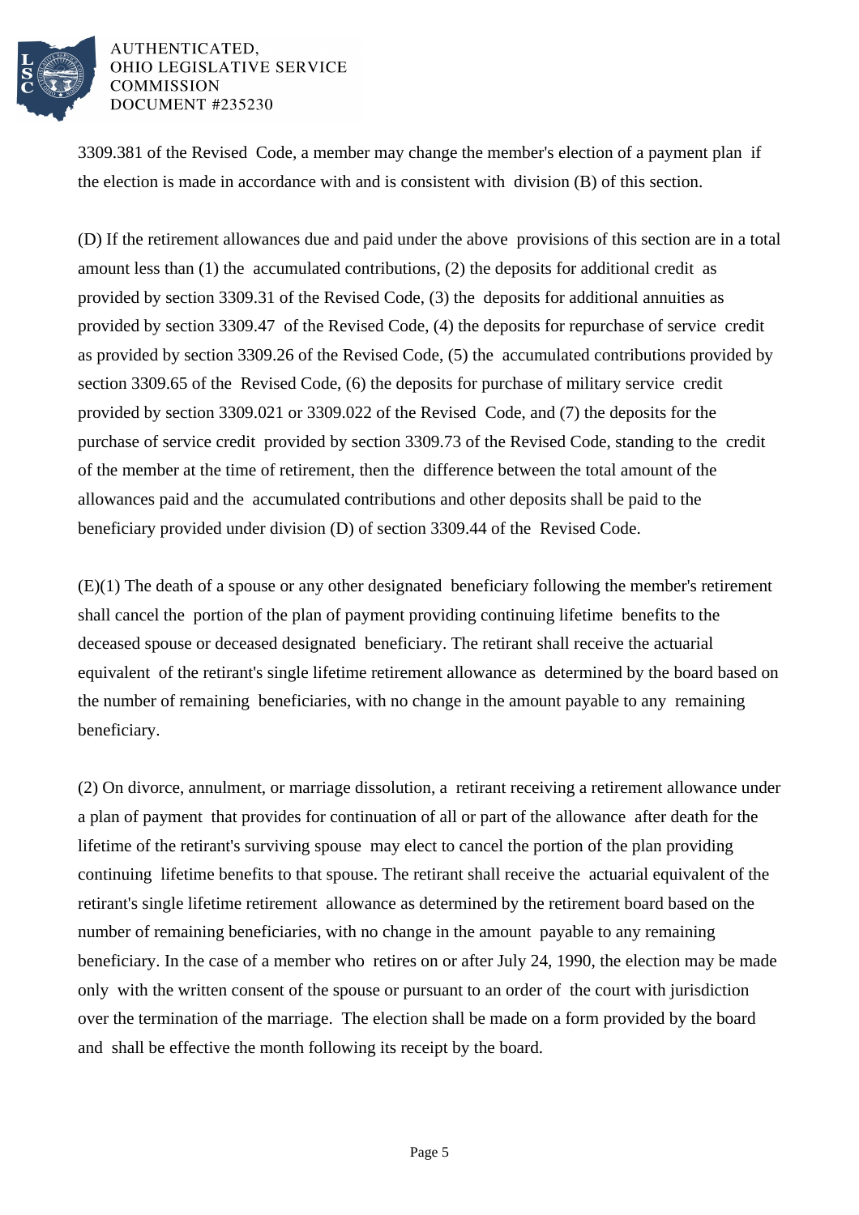3309.381 of the Revised Code, a member may change the member's election of a payment plan if the election is made in accordance with and is consistent with division (B) of this section.

(D) If the retirement allowances due and paid under the above provisions of this section are in a total amount less than (1) the accumulated contributions, (2) the deposits for additional credit as provided by section 3309.31 of the Revised Code, (3) the deposits for additional annuities as provided by section 3309.47 of the Revised Code, (4) the deposits for repurchase of service credit as provided by section 3309.26 of the Revised Code, (5) the accumulated contributions provided by section 3309.65 of the Revised Code, (6) the deposits for purchase of military service credit provided by section 3309.021 or 3309.022 of the Revised Code, and (7) the deposits for the purchase of service credit provided by section 3309.73 of the Revised Code, standing to the credit of the member at the time of retirement, then the difference between the total amount of the allowances paid and the accumulated contributions and other deposits shall be paid to the beneficiary provided under division (D) of section 3309.44 of the Revised Code.

(E)(1) The death of a spouse or any other designated beneficiary following the member's retirement shall cancel the portion of the plan of payment providing continuing lifetime benefits to the deceased spouse or deceased designated beneficiary. The retirant shall receive the actuarial equivalent of the retirant's single lifetime retirement allowance as determined by the board based on the number of remaining beneficiaries, with no change in the amount payable to any remaining beneficiary.

(2) On divorce, annulment, or marriage dissolution, a retirant receiving a retirement allowance under a plan of payment that provides for continuation of all or part of the allowance after death for the lifetime of the retirant's surviving spouse may elect to cancel the portion of the plan providing continuing lifetime benefits to that spouse. The retirant shall receive the actuarial equivalent of the retirant's single lifetime retirement allowance as determined by the retirement board based on the number of remaining beneficiaries, with no change in the amount payable to any remaining beneficiary. In the case of a member who retires on or after July 24, 1990, the election may be made only with the written consent of the spouse or pursuant to an order of the court with jurisdiction over the termination of the marriage. The election shall be made on a form provided by the board and shall be effective the month following its receipt by the board.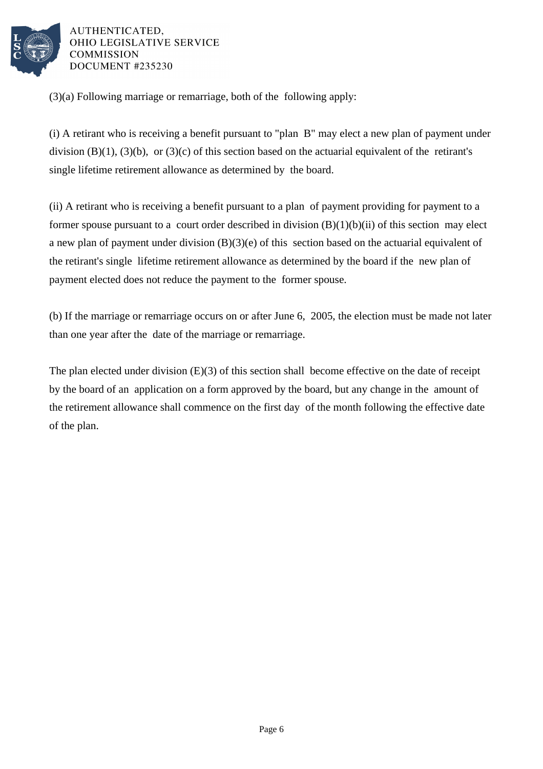(3)(a) Following marriage or remarriage, both of the following apply:

(i) A retirant who is receiving a benefit pursuant to "plan B" may elect a new plan of payment under division (B)(1), (3)(b), or (3)(c) of this section based on the actuarial equivalent of the retirant's single lifetime retirement allowance as determined by the board.

(ii) A retirant who is receiving a benefit pursuant to a plan of payment providing for payment to a former spouse pursuant to a court order described in division (B)(1)(b)(ii) of this section may elect a new plan of payment under division (B)(3)(e) of this section based on the actuarial equivalent of the retirant's single lifetime retirement allowance as determined by the board if the new plan of payment elected does not reduce the payment to the former spouse.

(b) If the marriage or remarriage occurs on or after June 6, 2005, the election must be made not later than one year after the date of the marriage or remarriage.

The plan elected under division (E)(3) of this section shall become effective on the date of receipt by the board of an application on a form approved by the board, but any change in the amount of the retirement allowance shall commence on the first day of the month following the effective date of the plan.